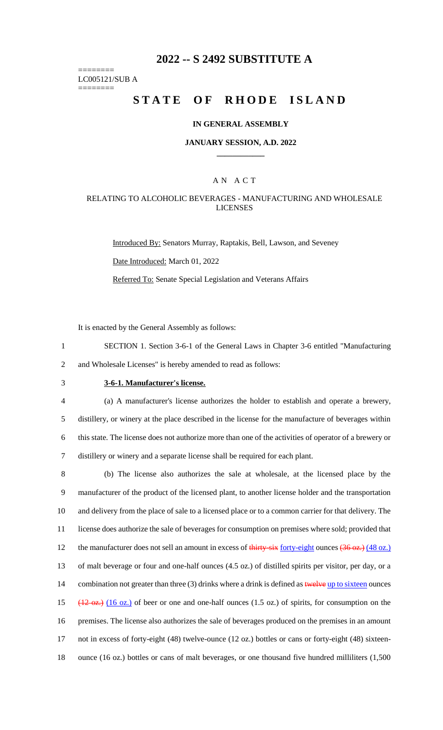# 2022 -- S 2492 SUBSTITUTE A

========
LC005121/SUB A
========

# STATE OF RHODE ISLAND

**IN GENERAL ASSEMBLY**

**JANUARY SESSION, A.D. 2022**

____________

A N A C T

RELATING TO ALCOHOLIC BEVERAGES - MANUFACTURING AND WHOLESALE LICENSES

Introduced By: Senators Murray, Raptakis, Bell, Lawson, and Seveney

Date Introduced: March 01, 2022

Referred To: Senate Special Legislation and Veterans Affairs

It is enacted by the General Assembly as follows:

1 SECTION 1. Section 3-6-1 of the General Laws in Chapter 3-6 entitled "Manufacturing
2 and Wholesale Licenses" is hereby amended to read as follows:

3 **3-6-1. Manufacturer's license.**

4 (a) A manufacturer's license authorizes the holder to establish and operate a brewery,
5 distillery, or winery at the place described in the license for the manufacture of beverages within
6 this state. The license does not authorize more than one of the activities of operator of a brewery or
7 distillery or winery and a separate license shall be required for each plant.

8 (b) The license also authorizes the sale at wholesale, at the licensed place by the
9 manufacturer of the product of the licensed plant, to another license holder and the transportation
10 and delivery from the place of sale to a licensed place or to a common carrier for that delivery. The
11 license does authorize the sale of beverages for consumption on premises where sold; provided that
12 the manufacturer does not sell an amount in excess of ~~thirty-six~~ forty-eight ounces ~~(36 oz.)~~ (48 oz.)
13 of malt beverage or four and one-half ounces (4.5 oz.) of distilled spirits per visitor, per day, or a
14 combination not greater than three (3) drinks where a drink is defined as ~~twelve~~ up to sixteen ounces
15 ~~(12 oz.)~~ (16 oz.) of beer or one and one-half ounces (1.5 oz.) of spirits, for consumption on the
16 premises. The license also authorizes the sale of beverages produced on the premises in an amount
17 not in excess of forty-eight (48) twelve-ounce (12 oz.) bottles or cans or forty-eight (48) sixteen-
18 ounce (16 oz.) bottles or cans of malt beverages, or one thousand five hundred milliliters (1,500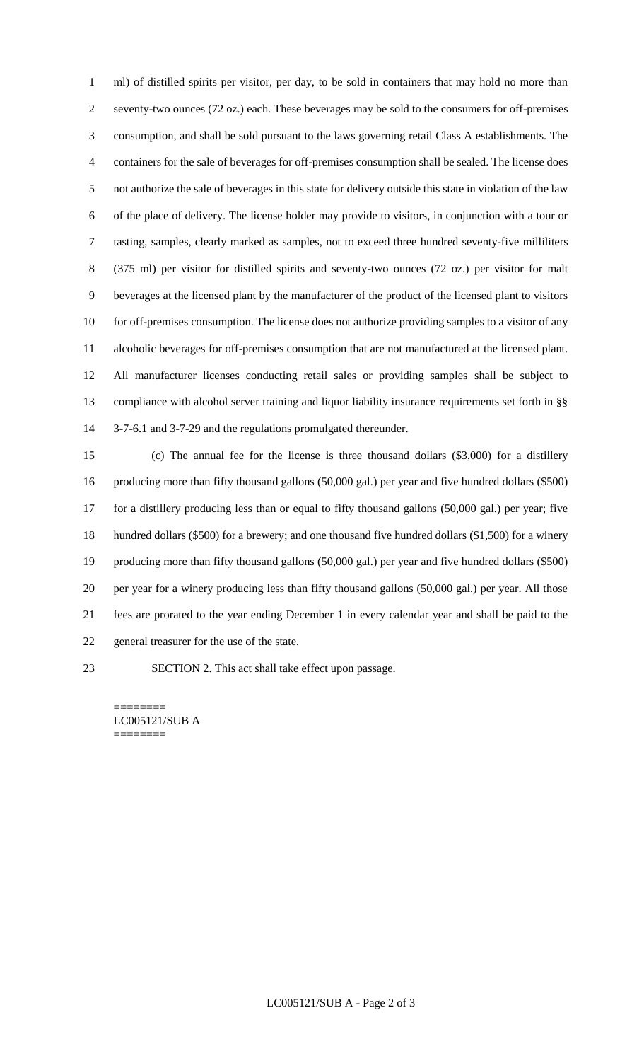ml) of distilled spirits per visitor, per day, to be sold in containers that may hold no more than seventy-two ounces (72 oz.) each. These beverages may be sold to the consumers for off-premises consumption, and shall be sold pursuant to the laws governing retail Class A establishments. The containers for the sale of beverages for off-premises consumption shall be sealed. The license does not authorize the sale of beverages in this state for delivery outside this state in violation of the law of the place of delivery. The license holder may provide to visitors, in conjunction with a tour or tasting, samples, clearly marked as samples, not to exceed three hundred seventy-five milliliters (375 ml) per visitor for distilled spirits and seventy-two ounces (72 oz.) per visitor for malt beverages at the licensed plant by the manufacturer of the product of the licensed plant to visitors for off-premises consumption. The license does not authorize providing samples to a visitor of any alcoholic beverages for off-premises consumption that are not manufactured at the licensed plant. All manufacturer licenses conducting retail sales or providing samples shall be subject to compliance with alcohol server training and liquor liability insurance requirements set forth in §§ 3-7-6.1 and 3-7-29 and the regulations promulgated thereunder.

(c) The annual fee for the license is three thousand dollars ($3,000) for a distillery producing more than fifty thousand gallons (50,000 gal.) per year and five hundred dollars ($500) for a distillery producing less than or equal to fifty thousand gallons (50,000 gal.) per year; five hundred dollars ($500) for a brewery; and one thousand five hundred dollars ($1,500) for a winery producing more than fifty thousand gallons (50,000 gal.) per year and five hundred dollars ($500) per year for a winery producing less than fifty thousand gallons (50,000 gal.) per year. All those fees are prorated to the year ending December 1 in every calendar year and shall be paid to the general treasurer for the use of the state.

SECTION 2. This act shall take effect upon passage.

========
LC005121/SUB A
========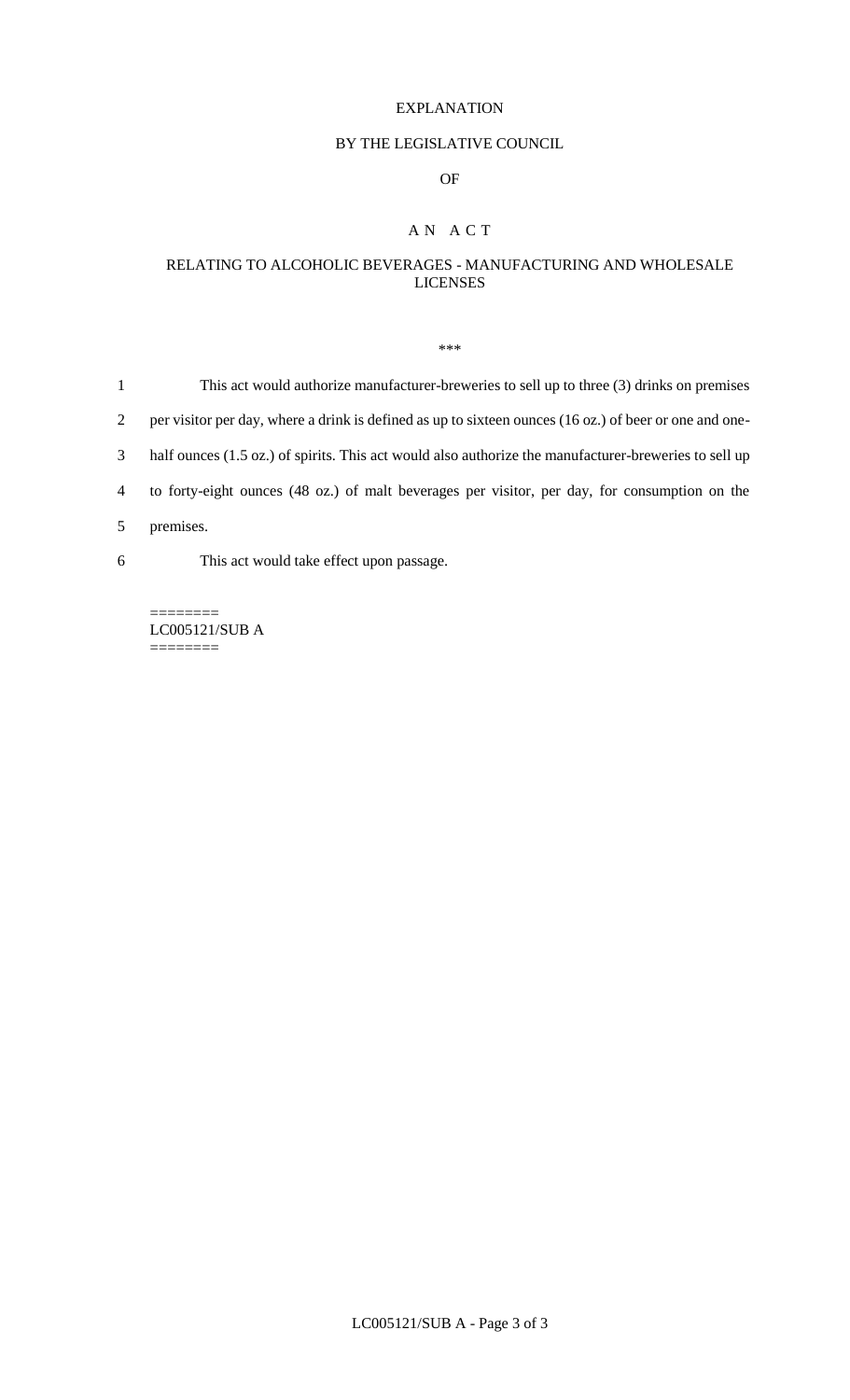EXPLANATION

BY THE LEGISLATIVE COUNCIL

OF

A N A C T

RELATING TO ALCOHOLIC BEVERAGES - MANUFACTURING AND WHOLESALE LICENSES

\*\*\*

This act would authorize manufacturer-breweries to sell up to three (3) drinks on premises per visitor per day, where a drink is defined as up to sixteen ounces (16 oz.) of beer or one and one-half ounces (1.5 oz.) of spirits. This act would also authorize the manufacturer-breweries to sell up to forty-eight ounces (48 oz.) of malt beverages per visitor, per day, for consumption on the premises.

This act would take effect upon passage.

========
LC005121/SUB A
========